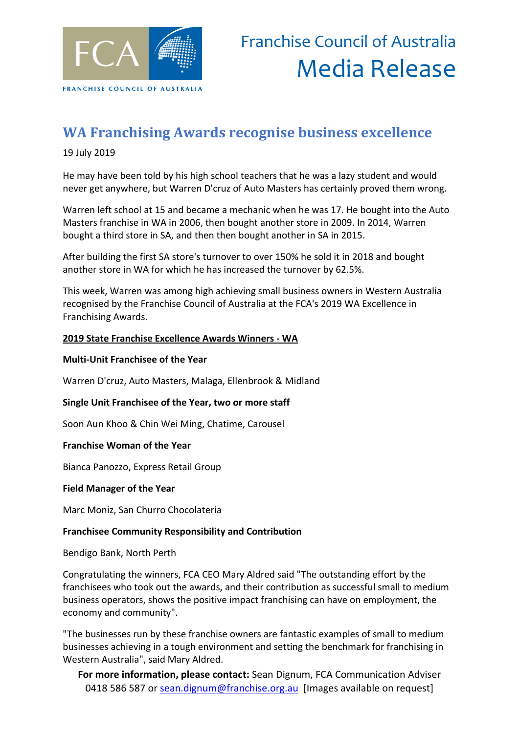FCA

FRANCHISE COUNCIL OF AUSTRALIA

Franchise Council of Australia

Media Release

# WA Franchising Awards recognise business excellence

19 July 2019

He may have been told by his high school teachers that he was a lazy student and would never get anywhere, but Warren D'cruz of Auto Masters has certainly proved them wrong.

Warren left school at 15 and became a mechanic when he was 17. He bought into the Auto Masters franchise in WA in 2006, then bought another store in 2009. In 2014, Warren bought a third store in SA, and then then bought another in SA in 2015.

After building the first SA store's turnover to over 150% he sold it in 2018 and bought another store in WA for which he has increased the turnover by 62.5%.

This week, Warren was among high achieving small business owners in Western Australia recognised by the Franchise Council of Australia at the FCA's 2019 WA Excellence in Franchising Awards.

**2019 State Franchise Excellence Awards Winners - WA**

**Multi-Unit Franchisee of the Year**

Warren D'cruz, Auto Masters, Malaga, Ellenbrook & Midland

**Single Unit Franchisee of the Year, two or more staff**

Soon Aun Khoo & Chin Wei Ming, Chatime, Carousel

**Franchise Woman of the Year**

Bianca Panozzo, Express Retail Group

**Field Manager of the Year**

Marc Moniz, San Churro Chocolateria

**Franchisee Community Responsibility and Contribution**

Bendigo Bank, North Perth

Congratulating the winners, FCA CEO Mary Aldred said "The outstanding effort by the franchisees who took out the awards, and their contribution as successful small to medium business operators, shows the positive impact franchising can have on employment, the economy and community".

"The businesses run by these franchise owners are fantastic examples of small to medium businesses achieving in a tough environment and setting the benchmark for franchising in Western Australia", said Mary Aldred.

**For more information, please contact:** Sean Dignum, FCA Communication Adviser 0418 586 587 or sean.dignum@franchise.org.au [Images available on request]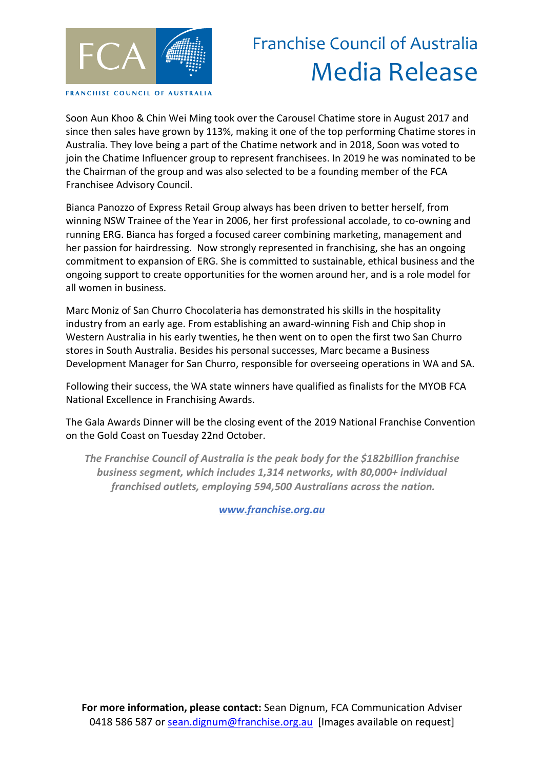# Franchise Council of Australia
## Media Release

Soon Aun Khoo & Chin Wei Ming took over the Carousel Chatime store in August 2017 and since then sales have grown by 113%, making it one of the top performing Chatime stores in Australia. They love being a part of the Chatime network and in 2018, Soon was voted to join the Chatime Influencer group to represent franchisees. In 2019 he was nominated to be the Chairman of the group and was also selected to be a founding member of the FCA Franchisee Advisory Council.

Bianca Panozzo of Express Retail Group always has been driven to better herself, from winning NSW Trainee of the Year in 2006, her first professional accolade, to co-owning and running ERG. Bianca has forged a focused career combining marketing, management and her passion for hairdressing. Now strongly represented in franchising, she has an ongoing commitment to expansion of ERG. She is committed to sustainable, ethical business and the ongoing support to create opportunities for the women around her, and is a role model for all women in business.

Marc Moniz of San Churro Chocolateria has demonstrated his skills in the hospitality industry from an early age. From establishing an award-winning Fish and Chip shop in Western Australia in his early twenties, he then went on to open the first two San Churro stores in South Australia. Besides his personal successes, Marc became a Business Development Manager for San Churro, responsible for overseeing operations in WA and SA.

Following their success, the WA state winners have qualified as finalists for the MYOB FCA National Excellence in Franchising Awards.

The Gala Awards Dinner will be the closing event of the 2019 National Franchise Convention on the Gold Coast on Tuesday 22nd October.

***The Franchise Council of Australia is the peak body for the $182billion franchise business segment, which includes 1,314 networks, with 80,000+ individual franchised outlets, employing 594,500 Australians across the nation.***

***www.franchise.org.au***

**For more information, please contact:** Sean Dignum, FCA Communication Adviser 0418 586 587 or sean.dignum@franchise.org.au [Images available on request]